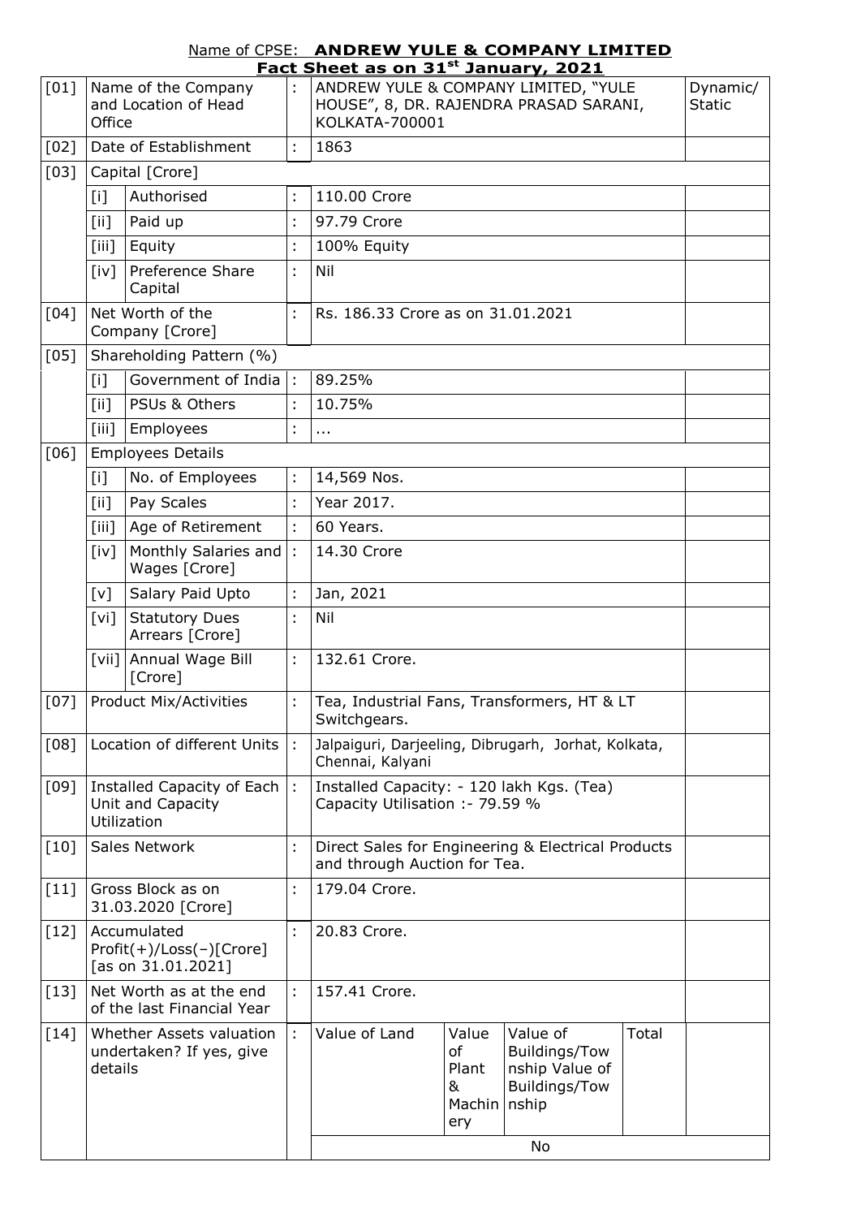Name of CPSE: **ANDREW YULE & COMPANY LIMITED**

**Fact Sheet as on 31st January, 2021**

| | | | | | | | | Dynamic/ Static |
|---|---|---|---|---|---|---|---|---|
| [01] | Name of the Company and Location of Head Office | | : | ANDREW YULE & COMPANY LIMITED, "YULE HOUSE", 8, DR. RAJENDRA PRASAD SARANI, KOLKATA-700001 | | | | |
| [02] | Date of Establishment | | : | 1863 | | | | |
| [03] | Capital [Crore] | | | | | | | |
| | [i] | Authorised | : | 110.00 Crore | | | | |
| | [ii] | Paid up | : | 97.79 Crore | | | | |
| | [iii] | Equity | : | 100% Equity | | | | |
| | [iv] | Preference Share Capital | : | Nil | | | | |
| [04] | Net Worth of the Company [Crore] | | : | Rs. 186.33 Crore as on 31.01.2021 | | | | |
| [05] | Shareholding Pattern (%) | | | | | | | |
| | [i] | Government of India | : | 89.25% | | | | |
| | [ii] | PSUs & Others | : | 10.75% | | | | |
| | [iii] | Employees | : | ... | | | | |
| [06] | Employees Details | | | | | | | |
| | [i] | No. of Employees | : | 14,569 Nos. | | | | |
| | [ii] | Pay Scales | : | Year 2017. | | | | |
| | [iii] | Age of Retirement | : | 60 Years. | | | | |
| | [iv] | Monthly Salaries and Wages [Crore] | : | 14.30 Crore | | | | |
| | [v] | Salary Paid Upto | : | Jan, 2021 | | | | |
| | [vi] | Statutory Dues Arrears [Crore] | : | Nil | | | | |
| | [vii] | Annual Wage Bill [Crore] | : | 132.61 Crore. | | | | |
| [07] | Product Mix/Activities | | : | Tea, Industrial Fans, Transformers, HT & LT Switchgears. | | | | |
| [08] | Location of different Units | | : | Jalpaiguri, Darjeeling, Dibrugarh, Jorhat, Kolkata, Chennai, Kalyani | | | | |
| [09] | Installed Capacity of Each Unit and Capacity Utilization | | : | Installed Capacity: - 120 lakh Kgs. (Tea) Capacity Utilisation :- 79.59 % | | | | |
| [10] | Sales Network | | : | Direct Sales for Engineering & Electrical Products and through Auction for Tea. | | | | |
| [11] | Gross Block as on 31.03.2020 [Crore] | | : | 179.04 Crore. | | | | |
| [12] | Accumulated Profit(+)/Loss(−)[Crore] [as on 31.01.2021] | | : | 20.83 Crore. | | | | |
| [13] | Net Worth as at the end of the last Financial Year | | : | 157.41 Crore. | | | | |
| [14] | Whether Assets valuation undertaken? If yes, give details | | : | Value of Land | Value of Plant & Machinery | Value of Buildings/Township Value of Buildings/Township | Total | |
| | | | | No | | | | |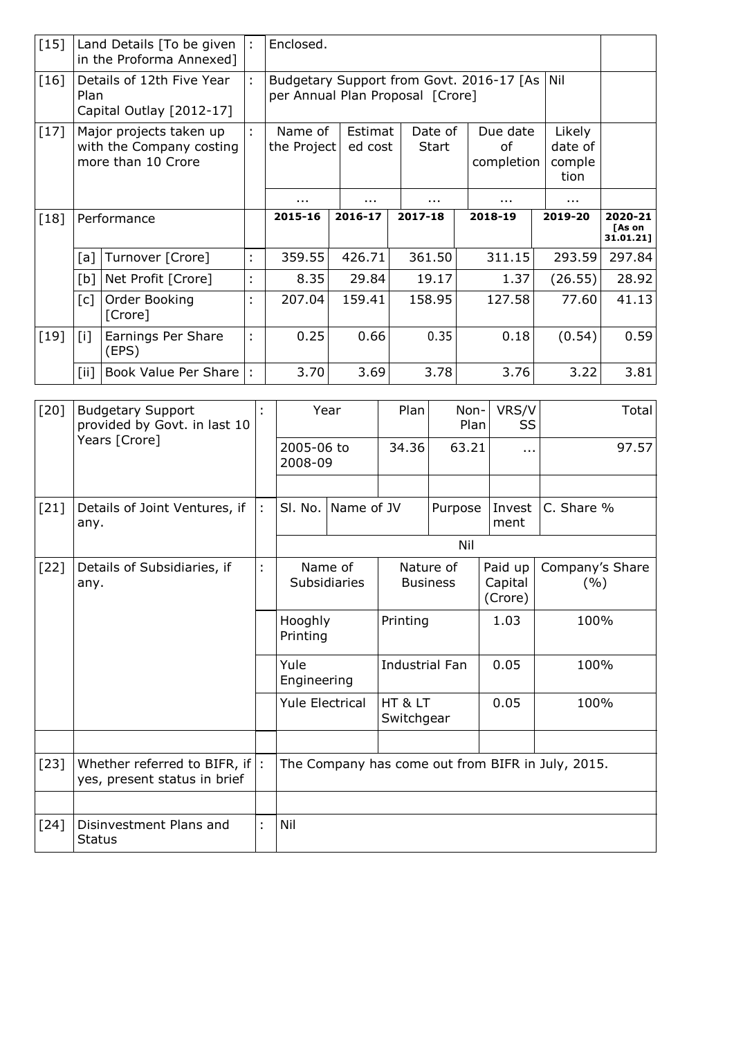| [15] | Land Details [To be given in the Proforma Annexed] | | : | Enclosed. | | | | | | |
|---|---|---|---|---|---|---|---|---|---|---|
| [16] | Details of 12th Five Year Plan Capital Outlay [2012-17] | | : | Budgetary Support from Govt. 2016-17 [As per Annual Plan Proposal [Crore] | | | | Nil | | |
| [17] | Major projects taken up with the Company costing more than 10 Crore | | : | Name of the Project | Estimated cost | Date of Start | Due date of completion | Likely date of completion | | |
| | | | | ... | ... | ... | ... | ... | | |
| [18] | Performance | | | 2015-16 | 2016-17 | 2017-18 | 2018-19 | 2019-20 | 2020-21 [As on 31.01.21] | |
| | [a] | Turnover [Crore] | : | 359.55 | 426.71 | 361.50 | 311.15 | 293.59 | 297.84 | |
| | [b] | Net Profit [Crore] | : | 8.35 | 29.84 | 19.17 | 1.37 | (26.55) | 28.92 | |
| | [c] | Order Booking [Crore] | : | 207.04 | 159.41 | 158.95 | 127.58 | 77.60 | 41.13 | |
| [19] | [i] | Earnings Per Share (EPS) | : | 0.25 | 0.66 | 0.35 | 0.18 | (0.54) | 0.59 | |
| | [ii] | Book Value Per Share | : | 3.70 | 3.69 | 3.78 | 3.76 | 3.22 | 3.81 | |

| [20] | Budgetary Support provided by Govt. in last 10 Years [Crore] | : | Year | Plan | Non-Plan | VRS/VSS | Total |
|---|---|---|---|---|---|---|---|
| | | | 2005-06 to 2008-09 | 34.36 | 63.21 | ... | 97.57 |
| | | | | | | | |
| [21] | Details of Joint Ventures, if any. | : | Sl. No. | Name of JV | Purpose | Investment | C. Share % |
| | | | | | Nil | | |
| [22] | Details of Subsidiaries, if any. | : | Name of Subsidiaries | Nature of Business | Paid up Capital (Crore) | Company's Share (%) | |
| | | | Hooghly Printing | Printing | 1.03 | 100% | |
| | | | Yule Engineering | Industrial Fan | 0.05 | 100% | |
| | | | Yule Electrical | HT & LT Switchgear | 0.05 | 100% | |
| | | | | | | | |
| [23] | Whether referred to BIFR, if yes, present status in brief | : | The Company has come out from BIFR in July, 2015. | | | | |
| | | | | | | | |
| [24] | Disinvestment Plans and Status | : | Nil | | | | |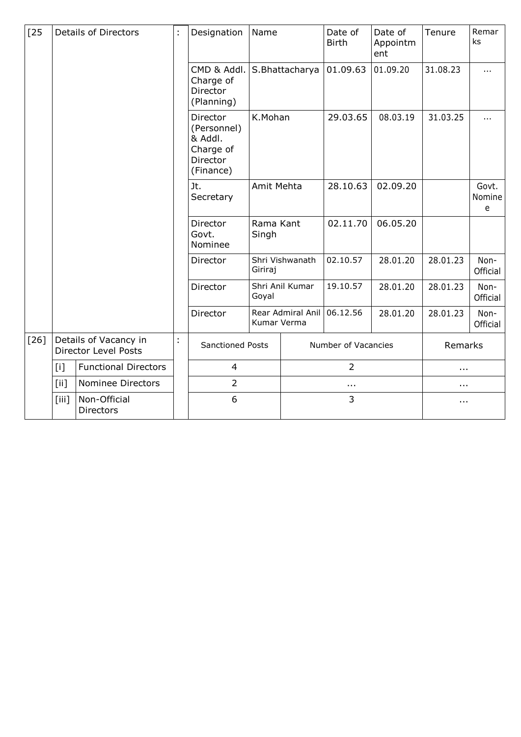| [25 | Details of Directors | : | Designation | Name | Date of Birth | Date of Appointment | Tenure | Remarks |
|---|---|---|---|---|---|---|---|---|
| | | | CMD & Addl. Charge of Director (Planning) | S.Bhattacharya | 01.09.63 | 01.09.20 | 31.08.23 | ... |
| | | | Director (Personnel) & Addl. Charge of Director (Finance) | K.Mohan | 29.03.65 | 08.03.19 | 31.03.25 | ... |
| | | | Jt. Secretary | Amit Mehta | 28.10.63 | 02.09.20 | | Govt. Nominee |
| | | | Director Govt. Nominee | Rama Kant Singh | 02.11.70 | 06.05.20 | | |
| | | | Director | Shri Vishwanath Giriraj | 02.10.57 | 28.01.20 | 28.01.23 | Non-Official |
| | | | Director | Shri Anil Kumar Goyal | 19.10.57 | 28.01.20 | 28.01.23 | Non-Official |
| | | | Director | Rear Admiral Anil Kumar Verma | 06.12.56 | 28.01.20 | 28.01.23 | Non-Official |

| [26] | Details of Vacancy in Director Level Posts | | : | Sanctioned Posts | Number of Vacancies | Remarks |
|---|---|---|---|---|---|---|
| | [i] | Functional Directors | | 4 | 2 | ... |
| | [ii] | Nominee Directors | | 2 | ... | ... |
| | [iii] | Non-Official Directors | | 6 | 3 | ... |